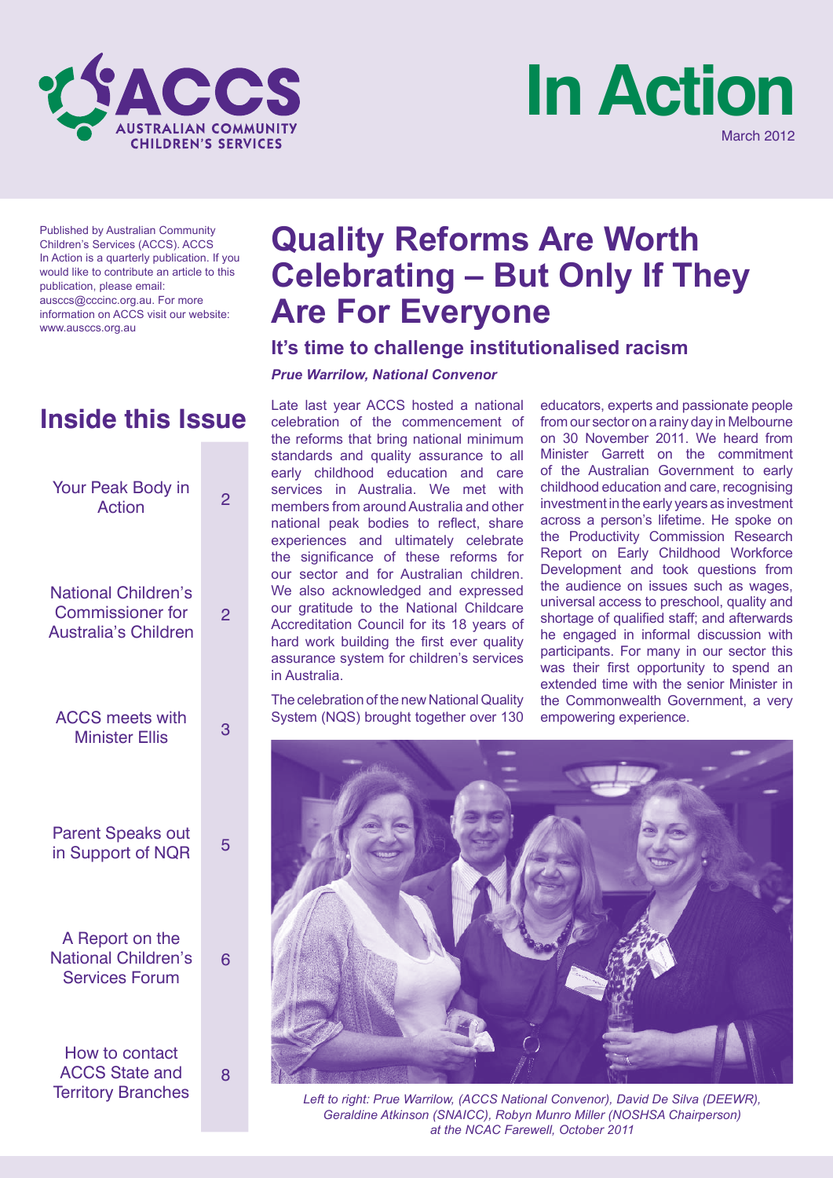ACCS AUSTRALIAN COMMUNITY CHILDREN'S SERVICES

# In Action

March 2012

Published by Australian Community Children's Services (ACCS). ACCS In Action is a quarterly publication. If you would like to contribute an article to this publication, please email: ausccs@cccinc.org.au. For more information on ACCS visit our website: www.ausccs.org.au

## Inside this Issue

| | |
|---|---|
| Your Peak Body in Action | 2 |
| National Children's Commissioner for Australia's Children | 2 |
| ACCS meets with Minister Ellis | 3 |
| Parent Speaks out in Support of NQR | 5 |
| A Report on the National Children's Services Forum | 6 |
| How to contact ACCS State and Territory Branches | 8 |

# Quality Reforms Are Worth Celebrating – But Only If They Are For Everyone

### It's time to challenge institutionalised racism

***Prue Warrilow, National Convenor***

Late last year ACCS hosted a national celebration of the commencement of the reforms that bring national minimum standards and quality assurance to all early childhood education and care services in Australia. We met with members from around Australia and other national peak bodies to reflect, share experiences and ultimately celebrate the significance of these reforms for our sector and for Australian children. We also acknowledged and expressed our gratitude to the National Childcare Accreditation Council for its 18 years of hard work building the first ever quality assurance system for children's services in Australia.

The celebration of the new National Quality System (NQS) brought together over 130 educators, experts and passionate people from our sector on a rainy day in Melbourne on 30 November 2011. We heard from Minister Garrett on the commitment of the Australian Government to early childhood education and care, recognising investment in the early years as investment across a person's lifetime. He spoke on the Productivity Commission Research Report on Early Childhood Workforce Development and took questions from the audience on issues such as wages, universal access to preschool, quality and shortage of qualified staff; and afterwards he engaged in informal discussion with participants. For many in our sector this was their first opportunity to spend an extended time with the senior Minister in the Commonwealth Government, a very empowering experience.

*Left to right: Prue Warrilow, (ACCS National Convenor), David De Silva (DEEWR), Geraldine Atkinson (SNAICC), Robyn Munro Miller (NOSHSA Chairperson) at the NCAC Farewell, October 2011*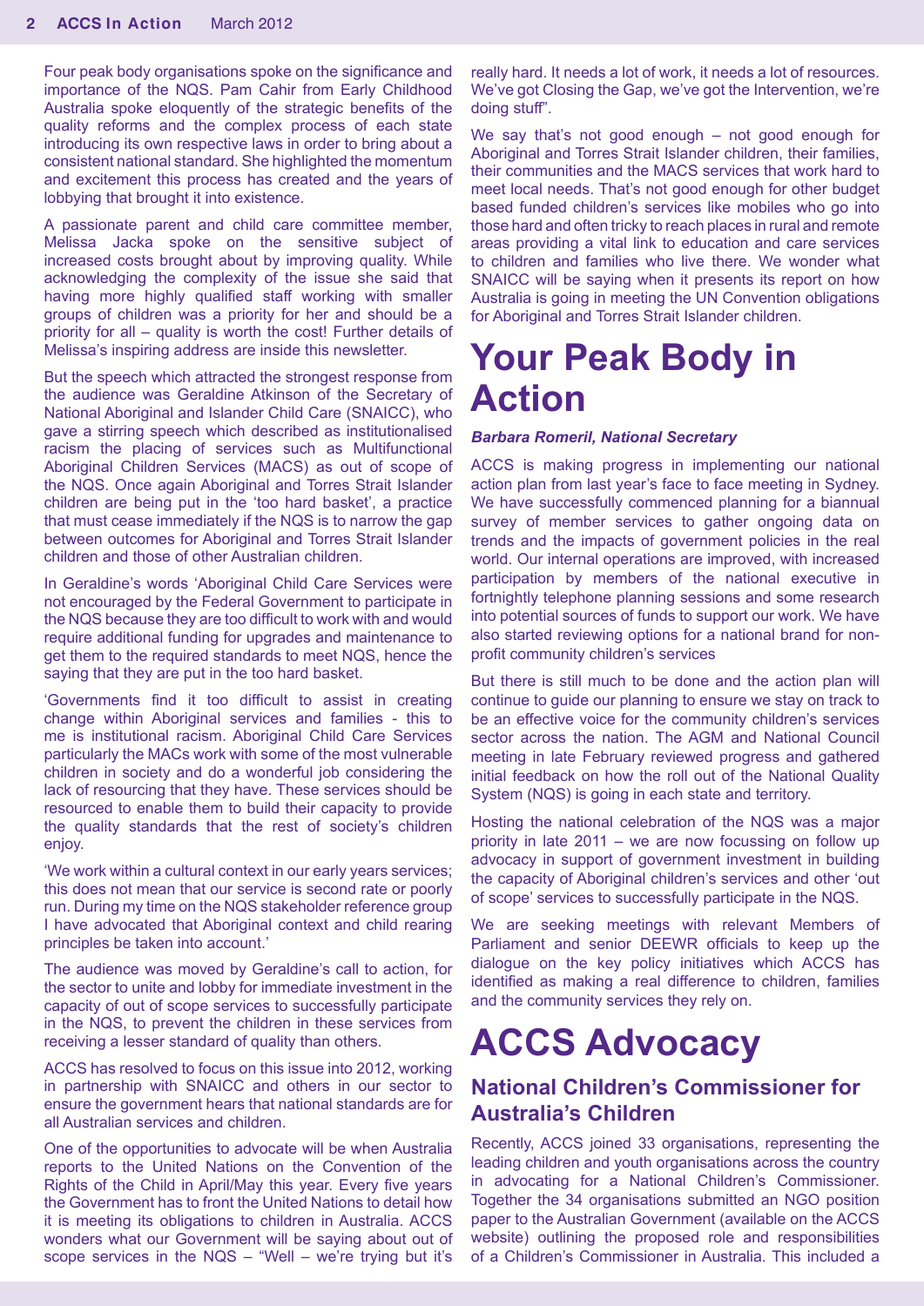Four peak body organisations spoke on the significance and importance of the NQS. Pam Cahir from Early Childhood Australia spoke eloquently of the strategic benefits of the quality reforms and the complex process of each state introducing its own respective laws in order to bring about a consistent national standard. She highlighted the momentum and excitement this process has created and the years of lobbying that brought it into existence.

A passionate parent and child care committee member, Melissa Jacka spoke on the sensitive subject of increased costs brought about by improving quality. While acknowledging the complexity of the issue she said that having more highly qualified staff working with smaller groups of children was a priority for her and should be a priority for all – quality is worth the cost! Further details of Melissa's inspiring address are inside this newsletter.

But the speech which attracted the strongest response from the audience was Geraldine Atkinson of the Secretary of National Aboriginal and Islander Child Care (SNAICC), who gave a stirring speech which described as institutionalised racism the placing of services such as Multifunctional Aboriginal Children Services (MACS) as out of scope of the NQS. Once again Aboriginal and Torres Strait Islander children are being put in the 'too hard basket', a practice that must cease immediately if the NQS is to narrow the gap between outcomes for Aboriginal and Torres Strait Islander children and those of other Australian children.

In Geraldine's words 'Aboriginal Child Care Services were not encouraged by the Federal Government to participate in the NQS because they are too difficult to work with and would require additional funding for upgrades and maintenance to get them to the required standards to meet NQS, hence the saying that they are put in the too hard basket.

'Governments find it too difficult to assist in creating change within Aboriginal services and families - this to me is institutional racism. Aboriginal Child Care Services particularly the MACs work with some of the most vulnerable children in society and do a wonderful job considering the lack of resourcing that they have. These services should be resourced to enable them to build their capacity to provide the quality standards that the rest of society's children enjoy.

'We work within a cultural context in our early years services; this does not mean that our service is second rate or poorly run. During my time on the NQS stakeholder reference group I have advocated that Aboriginal context and child rearing principles be taken into account.'

The audience was moved by Geraldine's call to action, for the sector to unite and lobby for immediate investment in the capacity of out of scope services to successfully participate in the NQS, to prevent the children in these services from receiving a lesser standard of quality than others.

ACCS has resolved to focus on this issue into 2012, working in partnership with SNAICC and others in our sector to ensure the government hears that national standards are for all Australian services and children.

One of the opportunities to advocate will be when Australia reports to the United Nations on the Convention of the Rights of the Child in April/May this year. Every five years the Government has to front the United Nations to detail how it is meeting its obligations to children in Australia. ACCS wonders what our Government will be saying about out of scope services in the NQS – "Well – we're trying but it's really hard. It needs a lot of work, it needs a lot of resources. We've got Closing the Gap, we've got the Intervention, we're doing stuff".

We say that's not good enough – not good enough for Aboriginal and Torres Strait Islander children, their families, their communities and the MACS services that work hard to meet local needs. That's not good enough for other budget based funded children's services like mobiles who go into those hard and often tricky to reach places in rural and remote areas providing a vital link to education and care services to children and families who live there. We wonder what SNAICC will be saying when it presents its report on how Australia is going in meeting the UN Convention obligations for Aboriginal and Torres Strait Islander children.

# Your Peak Body in Action

***Barbara Romeril, National Secretary***

ACCS is making progress in implementing our national action plan from last year's face to face meeting in Sydney. We have successfully commenced planning for a biannual survey of member services to gather ongoing data on trends and the impacts of government policies in the real world. Our internal operations are improved, with increased participation by members of the national executive in fortnightly telephone planning sessions and some research into potential sources of funds to support our work. We have also started reviewing options for a national brand for non-profit community children's services

But there is still much to be done and the action plan will continue to guide our planning to ensure we stay on track to be an effective voice for the community children's services sector across the nation. The AGM and National Council meeting in late February reviewed progress and gathered initial feedback on how the roll out of the National Quality System (NQS) is going in each state and territory.

Hosting the national celebration of the NQS was a major priority in late 2011 – we are now focussing on follow up advocacy in support of government investment in building the capacity of Aboriginal children's services and other 'out of scope' services to successfully participate in the NQS.

We are seeking meetings with relevant Members of Parliament and senior DEEWR officials to keep up the dialogue on the key policy initiatives which ACCS has identified as making a real difference to children, families and the community services they rely on.

# ACCS Advocacy

## National Children's Commissioner for Australia's Children

Recently, ACCS joined 33 organisations, representing the leading children and youth organisations across the country in advocating for a National Children's Commissioner. Together the 34 organisations submitted an NGO position paper to the Australian Government (available on the ACCS website) outlining the proposed role and responsibilities of a Children's Commissioner in Australia. This included a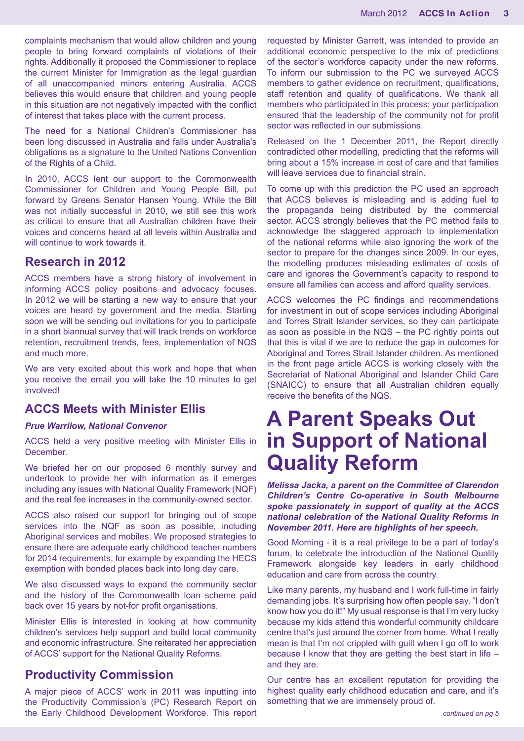complaints mechanism that would allow children and young people to bring forward complaints of violations of their rights. Additionally it proposed the Commissioner to replace the current Minister for Immigration as the legal guardian of all unaccompanied minors entering Australia. ACCS believes this would ensure that children and young people in this situation are not negatively impacted with the conflict of interest that takes place with the current process.

The need for a National Children's Commissioner has been long discussed in Australia and falls under Australia's obligations as a signature to the United Nations Convention of the Rights of a Child.

In 2010, ACCS lent our support to the Commonwealth Commissioner for Children and Young People Bill, put forward by Greens Senator Hansen Young. While the Bill was not initially successful in 2010, we still see this work as critical to ensure that all Australian children have their voices and concerns heard at all levels within Australia and will continue to work towards it.

## Research in 2012

ACCS members have a strong history of involvement in informing ACCS policy positions and advocacy focuses. In 2012 we will be starting a new way to ensure that your voices are heard by government and the media. Starting soon we will be sending out invitations for you to participate in a short biannual survey that will track trends on workforce retention, recruitment trends, fees, implementation of NQS and much more.

We are very excited about this work and hope that when you receive the email you will take the 10 minutes to get involved!

## ACCS Meets with Minister Ellis

***Prue Warrilow, National Convenor***

ACCS held a very positive meeting with Minister Ellis in December.

We briefed her on our proposed 6 monthly survey and undertook to provide her with information as it emerges including any issues with National Quality Framework (NQF) and the real fee increases in the community-owned sector.

ACCS also raised our support for bringing out of scope services into the NQF as soon as possible, including Aboriginal services and mobiles. We proposed strategies to ensure there are adequate early childhood teacher numbers for 2014 requirements, for example by expanding the HECS exemption with bonded places back into long day care.

We also discussed ways to expand the community sector and the history of the Commonwealth loan scheme paid back over 15 years by not-for profit organisations.

Minister Ellis is interested in looking at how community children's services help support and build local community and economic infrastructure. She reiterated her appreciation of ACCS' support for the National Quality Reforms.

## Productivity Commission

A major piece of ACCS' work in 2011 was inputting into the Productivity Commission's (PC) Research Report on the Early Childhood Development Workforce. This report requested by Minister Garrett, was intended to provide an additional economic perspective to the mix of predictions of the sector's workforce capacity under the new reforms. To inform our submission to the PC we surveyed ACCS members to gather evidence on recruitment, qualifications, staff retention and quality of qualifications. We thank all members who participated in this process; your participation ensured that the leadership of the community not for profit sector was reflected in our submissions.

Released on the 1 December 2011, the Report directly contradicted other modelling, predicting that the reforms will bring about a 15% increase in cost of care and that families will leave services due to financial strain.

To come up with this prediction the PC used an approach that ACCS believes is misleading and is adding fuel to the propaganda being distributed by the commercial sector. ACCS strongly believes that the PC method fails to acknowledge the staggered approach to implementation of the national reforms while also ignoring the work of the sector to prepare for the changes since 2009. In our eyes, the modelling produces misleading estimates of costs of care and ignores the Government's capacity to respond to ensure all families can access and afford quality services.

ACCS welcomes the PC findings and recommendations for investment in out of scope services including Aboriginal and Torres Strait Islander services, so they can participate as soon as possible in the NQS – the PC rightly points out that this is vital if we are to reduce the gap in outcomes for Aboriginal and Torres Strait Islander children. As mentioned in the front page article ACCS is working closely with the Secretariat of National Aboriginal and Islander Child Care (SNAICC) to ensure that all Australian children equally receive the benefits of the NQS.

# A Parent Speaks Out in Support of National Quality Reform

***Melissa Jacka, a parent on the Committee of Clarendon Children's Centre Co-operative in South Melbourne spoke passionately in support of quality at the ACCS national celebration of the National Quality Reforms in November 2011. Here are highlights of her speech.***

Good Morning - it is a real privilege to be a part of today's forum, to celebrate the introduction of the National Quality Framework alongside key leaders in early childhood education and care from across the country.

Like many parents, my husband and I work full-time in fairly demanding jobs. It's surprising how often people say, "I don't know how you do it!" My usual response is that I'm very lucky because my kids attend this wonderful community childcare centre that's just around the corner from home. What I really mean is that I'm not crippled with guilt when I go off to work because I know that they are getting the best start in life – and they are.

Our centre has an excellent reputation for providing the highest quality early childhood education and care, and it's something that we are immensely proud of.

*continued on pg 5*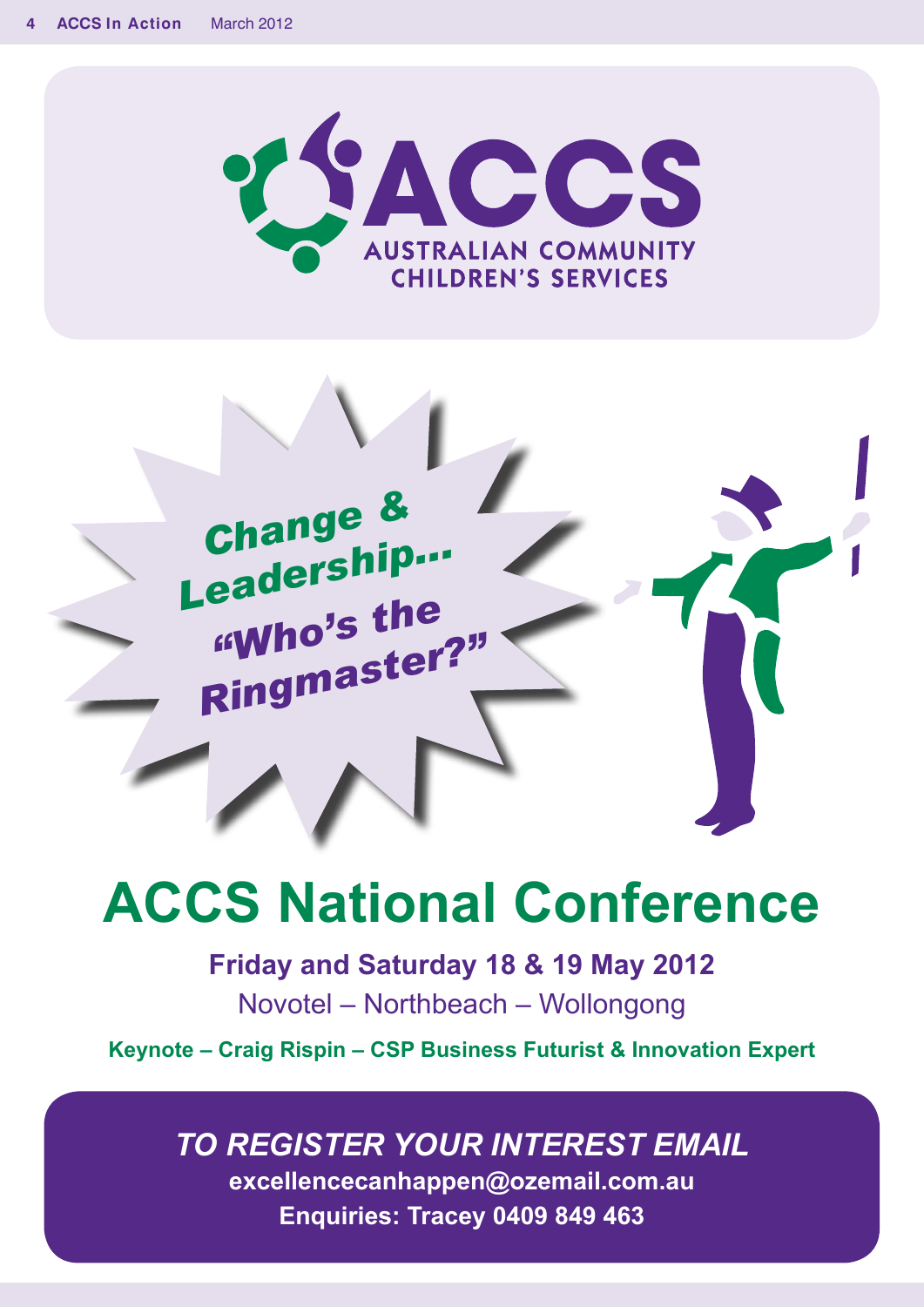# ACCS

AUSTRALIAN COMMUNITY CHILDREN'S SERVICES

Change & Leadership... "Who's the Ringmaster?"

# ACCS National Conference

**Friday and Saturday 18 & 19 May 2012**

Novotel – Northbeach – Wollongong

**Keynote – Craig Rispin – CSP Business Futurist & Innovation Expert**

***TO REGISTER YOUR INTEREST EMAIL***

**excellencecanhappen@ozemail.com.au**

**Enquiries: Tracey 0409 849 463**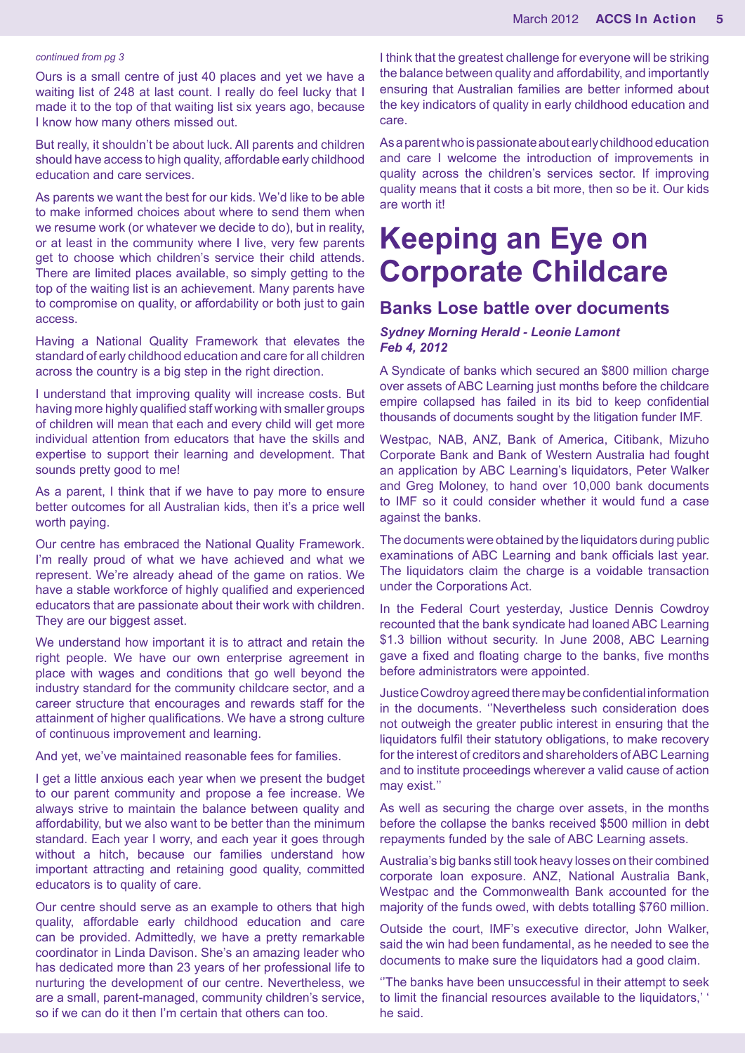*continued from pg 3*

Ours is a small centre of just 40 places and yet we have a waiting list of 248 at last count. I really do feel lucky that I made it to the top of that waiting list six years ago, because I know how many others missed out.

But really, it shouldn't be about luck. All parents and children should have access to high quality, affordable early childhood education and care services.

As parents we want the best for our kids. We'd like to be able to make informed choices about where to send them when we resume work (or whatever we decide to do), but in reality, or at least in the community where I live, very few parents get to choose which children's service their child attends. There are limited places available, so simply getting to the top of the waiting list is an achievement. Many parents have to compromise on quality, or affordability or both just to gain access.

Having a National Quality Framework that elevates the standard of early childhood education and care for all children across the country is a big step in the right direction.

I understand that improving quality will increase costs. But having more highly qualified staff working with smaller groups of children will mean that each and every child will get more individual attention from educators that have the skills and expertise to support their learning and development. That sounds pretty good to me!

As a parent, I think that if we have to pay more to ensure better outcomes for all Australian kids, then it's a price well worth paying.

Our centre has embraced the National Quality Framework. I'm really proud of what we have achieved and what we represent. We're already ahead of the game on ratios. We have a stable workforce of highly qualified and experienced educators that are passionate about their work with children. They are our biggest asset.

We understand how important it is to attract and retain the right people. We have our own enterprise agreement in place with wages and conditions that go well beyond the industry standard for the community childcare sector, and a career structure that encourages and rewards staff for the attainment of higher qualifications. We have a strong culture of continuous improvement and learning.

And yet, we've maintained reasonable fees for families.

I get a little anxious each year when we present the budget to our parent community and propose a fee increase. We always strive to maintain the balance between quality and affordability, but we also want to be better than the minimum standard. Each year I worry, and each year it goes through without a hitch, because our families understand how important attracting and retaining good quality, committed educators is to quality of care.

Our centre should serve as an example to others that high quality, affordable early childhood education and care can be provided. Admittedly, we have a pretty remarkable coordinator in Linda Davison. She's an amazing leader who has dedicated more than 23 years of her professional life to nurturing the development of our centre. Nevertheless, we are a small, parent-managed, community children's service, so if we can do it then I'm certain that others can too.

I think that the greatest challenge for everyone will be striking the balance between quality and affordability, and importantly ensuring that Australian families are better informed about the key indicators of quality in early childhood education and care.

As a parent who is passionate about early childhood education and care I welcome the introduction of improvements in quality across the children's services sector. If improving quality means that it costs a bit more, then so be it. Our kids are worth it!

# Keeping an Eye on Corporate Childcare

## Banks Lose battle over documents

***Sydney Morning Herald - Leonie Lamont***
***Feb 4, 2012***

A Syndicate of banks which secured an $800 million charge over assets of ABC Learning just months before the childcare empire collapsed has failed in its bid to keep confidential thousands of documents sought by the litigation funder IMF.

Westpac, NAB, ANZ, Bank of America, Citibank, Mizuho Corporate Bank and Bank of Western Australia had fought an application by ABC Learning's liquidators, Peter Walker and Greg Moloney, to hand over 10,000 bank documents to IMF so it could consider whether it would fund a case against the banks.

The documents were obtained by the liquidators during public examinations of ABC Learning and bank officials last year. The liquidators claim the charge is a voidable transaction under the Corporations Act.

In the Federal Court yesterday, Justice Dennis Cowdroy recounted that the bank syndicate had loaned ABC Learning $1.3 billion without security. In June 2008, ABC Learning gave a fixed and floating charge to the banks, five months before administrators were appointed.

Justice Cowdroy agreed there may be confidential information in the documents. ''Nevertheless such consideration does not outweigh the greater public interest in ensuring that the liquidators fulfil their statutory obligations, to make recovery for the interest of creditors and shareholders of ABC Learning and to institute proceedings wherever a valid cause of action may exist.''

As well as securing the charge over assets, in the months before the collapse the banks received $500 million in debt repayments funded by the sale of ABC Learning assets.

Australia's big banks still took heavy losses on their combined corporate loan exposure. ANZ, National Australia Bank, Westpac and the Commonwealth Bank accounted for the majority of the funds owed, with debts totalling $760 million.

Outside the court, IMF's executive director, John Walker, said the win had been fundamental, as he needed to see the documents to make sure the liquidators had a good claim.

''The banks have been unsuccessful in their attempt to seek to limit the financial resources available to the liquidators,' ' he said.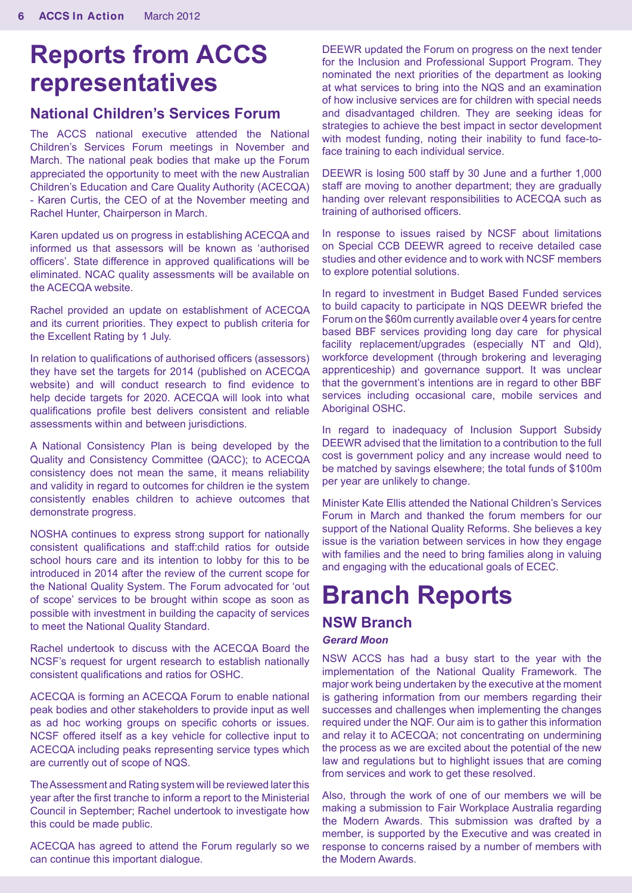# Reports from ACCS representatives

## National Children's Services Forum

The ACCS national executive attended the National Children's Services Forum meetings in November and March. The national peak bodies that make up the Forum appreciated the opportunity to meet with the new Australian Children's Education and Care Quality Authority (ACECQA) - Karen Curtis, the CEO of at the November meeting and Rachel Hunter, Chairperson in March.

Karen updated us on progress in establishing ACECQA and informed us that assessors will be known as 'authorised officers'. State difference in approved qualifications will be eliminated. NCAC quality assessments will be available on the ACECQA website.

Rachel provided an update on establishment of ACECQA and its current priorities. They expect to publish criteria for the Excellent Rating by 1 July.

In relation to qualifications of authorised officers (assessors) they have set the targets for 2014 (published on ACECQA website) and will conduct research to find evidence to help decide targets for 2020. ACECQA will look into what qualifications profile best delivers consistent and reliable assessments within and between jurisdictions.

A National Consistency Plan is being developed by the Quality and Consistency Committee (QACC); to ACECQA consistency does not mean the same, it means reliability and validity in regard to outcomes for children ie the system consistently enables children to achieve outcomes that demonstrate progress.

NOSHA continues to express strong support for nationally consistent qualifications and staff:child ratios for outside school hours care and its intention to lobby for this to be introduced in 2014 after the review of the current scope for the National Quality System. The Forum advocated for 'out of scope' services to be brought within scope as soon as possible with investment in building the capacity of services to meet the National Quality Standard.

Rachel undertook to discuss with the ACECQA Board the NCSF's request for urgent research to establish nationally consistent qualifications and ratios for OSHC.

ACECQA is forming an ACECQA Forum to enable national peak bodies and other stakeholders to provide input as well as ad hoc working groups on specific cohorts or issues. NCSF offered itself as a key vehicle for collective input to ACECQA including peaks representing service types which are currently out of scope of NQS.

The Assessment and Rating system will be reviewed later this year after the first tranche to inform a report to the Ministerial Council in September; Rachel undertook to investigate how this could be made public.

ACECQA has agreed to attend the Forum regularly so we can continue this important dialogue.

DEEWR updated the Forum on progress on the next tender for the Inclusion and Professional Support Program. They nominated the next priorities of the department as looking at what services to bring into the NQS and an examination of how inclusive services are for children with special needs and disadvantaged children. They are seeking ideas for strategies to achieve the best impact in sector development with modest funding, noting their inability to fund face-to-face training to each individual service.

DEEWR is losing 500 staff by 30 June and a further 1,000 staff are moving to another department; they are gradually handing over relevant responsibilities to ACECQA such as training of authorised officers.

In response to issues raised by NCSF about limitations on Special CCB DEEWR agreed to receive detailed case studies and other evidence and to work with NCSF members to explore potential solutions.

In regard to investment in Budget Based Funded services to build capacity to participate in NQS DEEWR briefed the Forum on the $60m currently available over 4 years for centre based BBF services providing long day care for physical facility replacement/upgrades (especially NT and Qld), workforce development (through brokering and leveraging apprenticeship) and governance support. It was unclear that the government's intentions are in regard to other BBF services including occasional care, mobile services and Aboriginal OSHC.

In regard to inadequacy of Inclusion Support Subsidy DEEWR advised that the limitation to a contribution to the full cost is government policy and any increase would need to be matched by savings elsewhere; the total funds of $100m per year are unlikely to change.

Minister Kate Ellis attended the National Children's Services Forum in March and thanked the forum members for our support of the National Quality Reforms. She believes a key issue is the variation between services in how they engage with families and the need to bring families along in valuing and engaging with the educational goals of ECEC.

# Branch Reports

## NSW Branch

***Gerard Moon***

NSW ACCS has had a busy start to the year with the implementation of the National Quality Framework. The major work being undertaken by the executive at the moment is gathering information from our members regarding their successes and challenges when implementing the changes required under the NQF. Our aim is to gather this information and relay it to ACECQA; not concentrating on undermining the process as we are excited about the potential of the new law and regulations but to highlight issues that are coming from services and work to get these resolved.

Also, through the work of one of our members we will be making a submission to Fair Workplace Australia regarding the Modern Awards. This submission was drafted by a member, is supported by the Executive and was created in response to concerns raised by a number of members with the Modern Awards.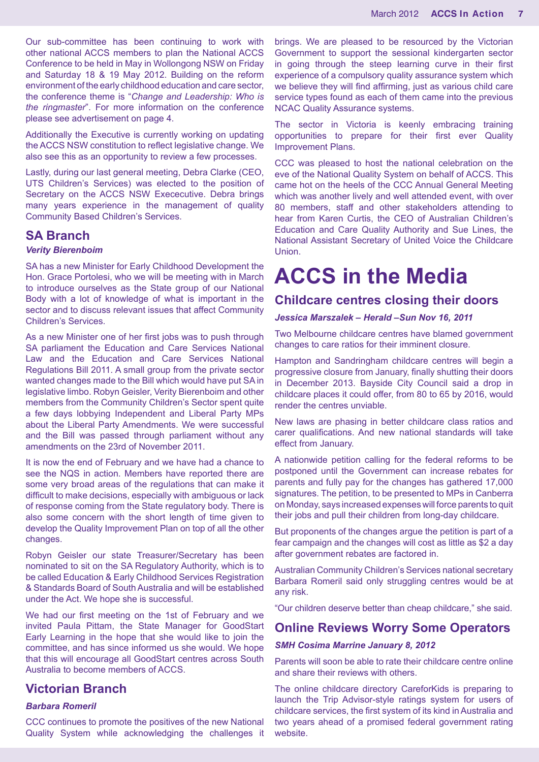Our sub-committee has been continuing to work with other national ACCS members to plan the National ACCS Conference to be held in May in Wollongong NSW on Friday and Saturday 18 & 19 May 2012. Building on the reform environment of the early childhood education and care sector, the conference theme is "*Change and Leadership: Who is the ringmaster*". For more information on the conference please see advertisement on page 4.

Additionally the Executive is currently working on updating the ACCS NSW constitution to reflect legislative change. We also see this as an opportunity to review a few processes.

Lastly, during our last general meeting, Debra Clarke (CEO, UTS Children's Services) was elected to the position of Secretary on the ACCS NSW Exececutive. Debra brings many years experience in the management of quality Community Based Children's Services.

## SA Branch

***Verity Bierenboim***

SA has a new Minister for Early Childhood Development the Hon. Grace Portolesi, who we will be meeting with in March to introduce ourselves as the State group of our National Body with a lot of knowledge of what is important in the sector and to discuss relevant issues that affect Community Children's Services.

As a new Minister one of her first jobs was to push through SA parliament the Education and Care Services National Law and the Education and Care Services National Regulations Bill 2011. A small group from the private sector wanted changes made to the Bill which would have put SA in legislative limbo. Robyn Geisler, Verity Bierenboim and other members from the Community Children's Sector spent quite a few days lobbying Independent and Liberal Party MPs about the Liberal Party Amendments. We were successful and the Bill was passed through parliament without any amendments on the 23rd of November 2011.

It is now the end of February and we have had a chance to see the NQS in action. Members have reported there are some very broad areas of the regulations that can make it difficult to make decisions, especially with ambiguous or lack of response coming from the State regulatory body. There is also some concern with the short length of time given to develop the Quality Improvement Plan on top of all the other changes.

Robyn Geisler our state Treasurer/Secretary has been nominated to sit on the SA Regulatory Authority, which is to be called Education & Early Childhood Services Registration & Standards Board of South Australia and will be established under the Act. We hope she is successful.

We had our first meeting on the 1st of February and we invited Paula Pittam, the State Manager for GoodStart Early Learning in the hope that she would like to join the committee, and has since informed us she would. We hope that this will encourage all GoodStart centres across South Australia to become members of ACCS.

## Victorian Branch

***Barbara Romeril***

CCC continues to promote the positives of the new National Quality System while acknowledging the challenges it brings. We are pleased to be resourced by the Victorian Government to support the sessional kindergarten sector in going through the steep learning curve in their first experience of a compulsory quality assurance system which we believe they will find affirming, just as various child care service types found as each of them came into the previous NCAC Quality Assurance systems.

The sector in Victoria is keenly embracing training opportunities to prepare for their first ever Quality Improvement Plans.

CCC was pleased to host the national celebration on the eve of the National Quality System on behalf of ACCS. This came hot on the heels of the CCC Annual General Meeting which was another lively and well attended event, with over 80 members, staff and other stakeholders attending to hear from Karen Curtis, the CEO of Australian Children's Education and Care Quality Authority and Sue Lines, the National Assistant Secretary of United Voice the Childcare Union.

# ACCS in the Media

## Childcare centres closing their doors

***Jessica Marszalek – Herald –Sun Nov 16, 2011***

Two Melbourne childcare centres have blamed government changes to care ratios for their imminent closure.

Hampton and Sandringham childcare centres will begin a progressive closure from January, finally shutting their doors in December 2013. Bayside City Council said a drop in childcare places it could offer, from 80 to 65 by 2016, would render the centres unviable.

New laws are phasing in better childcare class ratios and carer qualifications. And new national standards will take effect from January.

A nationwide petition calling for the federal reforms to be postponed until the Government can increase rebates for parents and fully pay for the changes has gathered 17,000 signatures. The petition, to be presented to MPs in Canberra on Monday, says increased expenses will force parents to quit their jobs and pull their children from long-day childcare.

But proponents of the changes argue the petition is part of a fear campaign and the changes will cost as little as $2 a day after government rebates are factored in.

Australian Community Children's Services national secretary Barbara Romeril said only struggling centres would be at any risk.

"Our children deserve better than cheap childcare," she said.

## Online Reviews Worry Some Operators

***SMH Cosima Marrine January 8, 2012***

Parents will soon be able to rate their childcare centre online and share their reviews with others.

The online childcare directory CareforKids is preparing to launch the Trip Advisor-style ratings system for users of childcare services, the first system of its kind in Australia and two years ahead of a promised federal government rating website.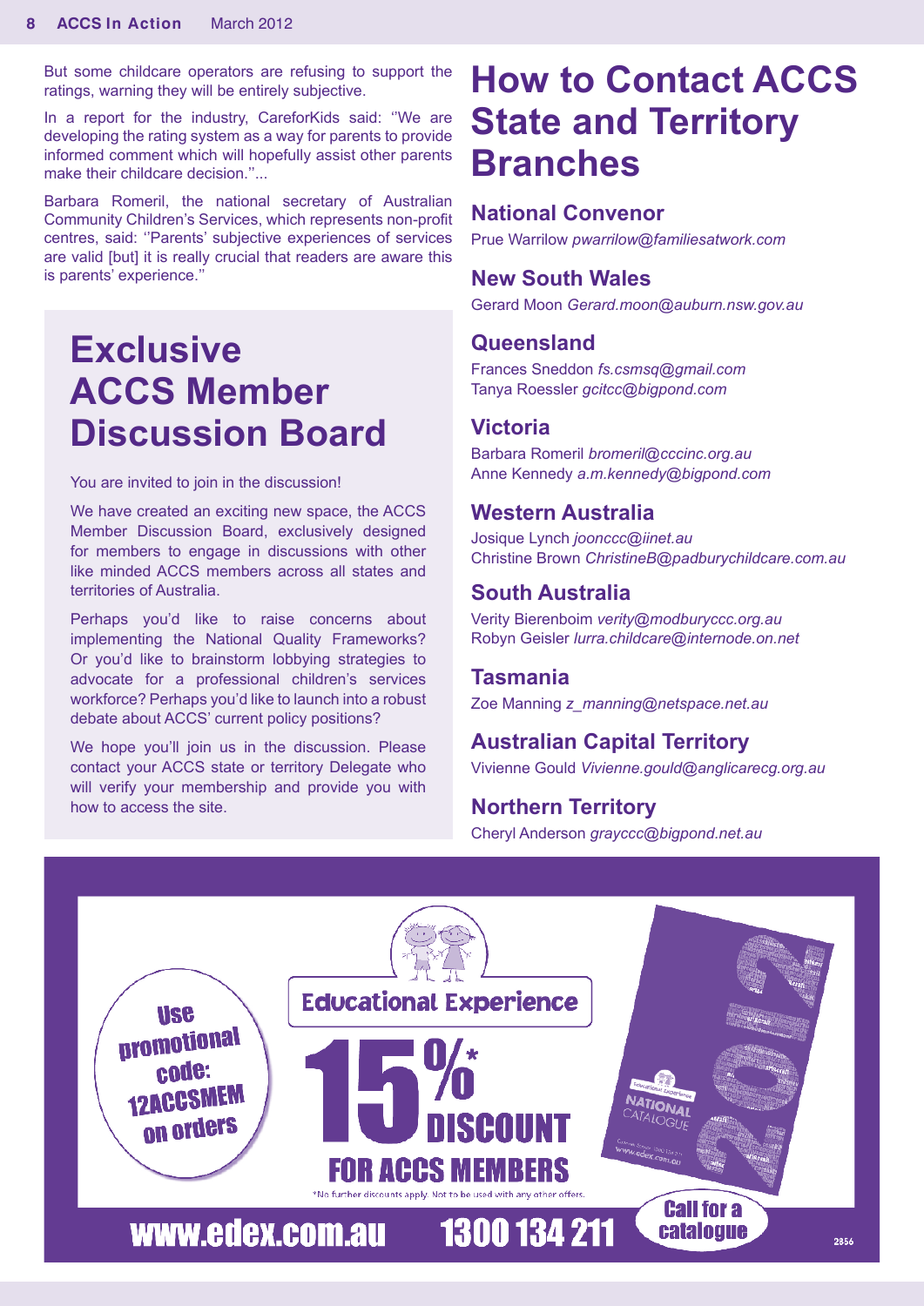But some childcare operators are refusing to support the ratings, warning they will be entirely subjective.

In a report for the industry, CareforKids said: ''We are developing the rating system as a way for parents to provide informed comment which will hopefully assist other parents make their childcare decision.''...

Barbara Romeril, the national secretary of Australian Community Children's Services, which represents non-profit centres, said: ''Parents' subjective experiences of services are valid [but] it is really crucial that readers are aware this is parents' experience.''

## Exclusive ACCS Member Discussion Board

You are invited to join in the discussion!

We have created an exciting new space, the ACCS Member Discussion Board, exclusively designed for members to engage in discussions with other like minded ACCS members across all states and territories of Australia.

Perhaps you'd like to raise concerns about implementing the National Quality Frameworks? Or you'd like to brainstorm lobbying strategies to advocate for a professional children's services workforce? Perhaps you'd like to launch into a robust debate about ACCS' current policy positions?

We hope you'll join us in the discussion. Please contact your ACCS state or territory Delegate who will verify your membership and provide you with how to access the site.

# How to Contact ACCS State and Territory Branches

### National Convenor

Prue Warrilow *pwarrilow@familiesatwork.com*

### New South Wales

Gerard Moon *Gerard.moon@auburn.nsw.gov.au*

### Queensland

Frances Sneddon *fs.csmsq@gmail.com*
Tanya Roessler *gcitcc@bigpond.com*

### Victoria

Barbara Romeril *bromeril@cccinc.org.au*
Anne Kennedy *a.m.kennedy@bigpond.com*

### Western Australia

Josique Lynch *joonccc@iinet.au*
Christine Brown *ChristineB@padburychildcare.com.au*

### South Australia

Verity Bierenboim *verity@modburyccc.org.au*
Robyn Geisler *lurra.childcare@internode.on.net*

### Tasmania

Zoe Manning *z_manning@netspace.net.au*

### Australian Capital Territory

Vivienne Gould *Vivienne.gould@anglicarecg.org.au*

### Northern Territory

Cheryl Anderson *grayccc@bigpond.net.au*

Use promotional code: 12ACCSMEM on orders

Educational Experience

15%* DISCOUNT FOR ACCS MEMBERS

*No further discounts apply. Not to be used with any other offers.

www.edex.com.au 1300 134 211

Call for a catalogue

2856